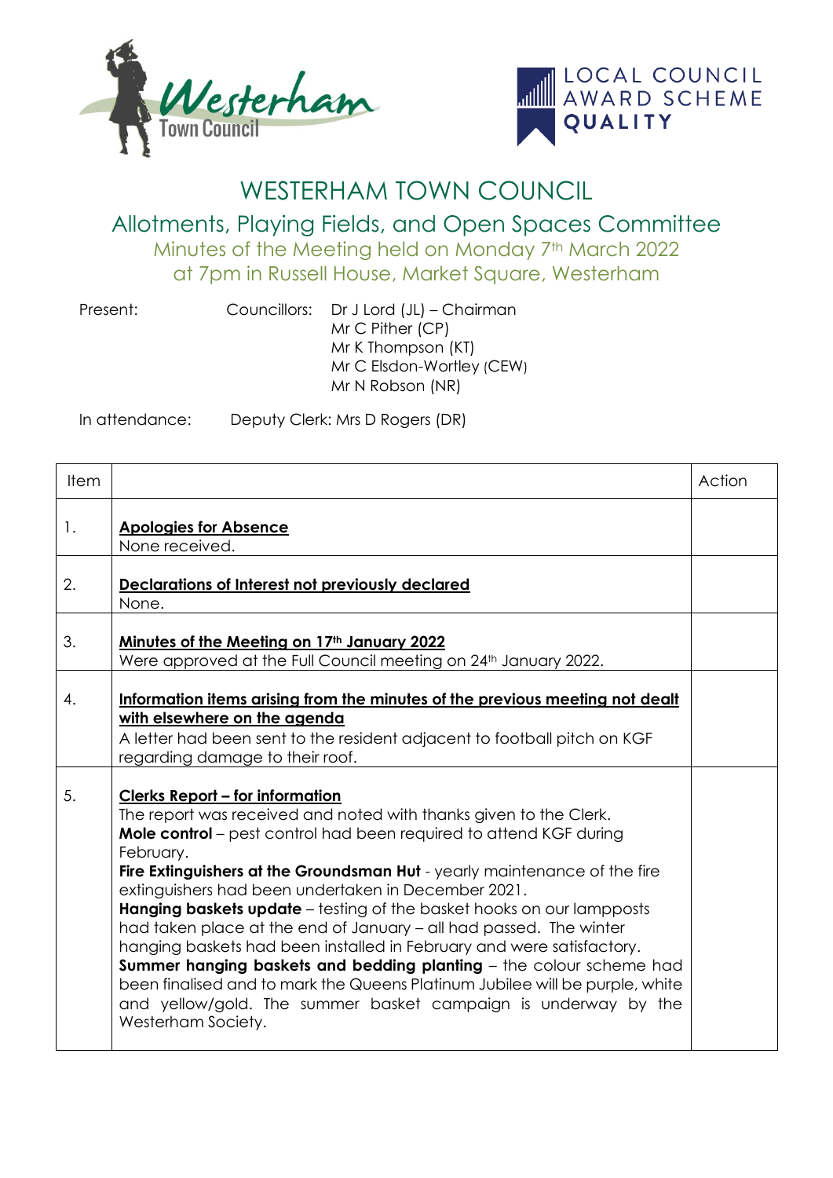# WESTERHAM TOWN COUNCIL

## Allotments, Playing Fields, and Open Spaces Committee

### Minutes of the Meeting held on Monday 7th March 2022 at 7pm in Russell House, Market Square, Westerham

Present: Councillors: Dr J Lord (JL) – Chairman
Mr C Pither (CP)
Mr K Thompson (KT)
Mr C Elsdon-Wortley (CEW)
Mr N Robson (NR)

In attendance: Deputy Clerk: Mrs D Rogers (DR)

| Item | | Action |
|---|---|---|
| 1. | **Apologies for Absence**<br>None received. | |
| 2. | **Declarations of Interest not previously declared**<br>None. | |
| 3. | **Minutes of the Meeting on 17th January 2022**<br>Were approved at the Full Council meeting on 24th January 2022. | |
| 4. | **Information items arising from the minutes of the previous meeting not dealt with elsewhere on the agenda**<br>A letter had been sent to the resident adjacent to football pitch on KGF regarding damage to their roof. | |
| 5. | **Clerks Report – for information**<br>The report was received and noted with thanks given to the Clerk.<br>**Mole control** – pest control had been required to attend KGF during February.<br>**Fire Extinguishers at the Groundsman Hut** - yearly maintenance of the fire extinguishers had been undertaken in December 2021.<br>**Hanging baskets update** – testing of the basket hooks on our lampposts had taken place at the end of January – all had passed. The winter hanging baskets had been installed in February and were satisfactory.<br>**Summer hanging baskets and bedding planting** – the colour scheme had been finalised and to mark the Queens Platinum Jubilee will be purple, white and yellow/gold. The summer basket campaign is underway by the Westerham Society. | |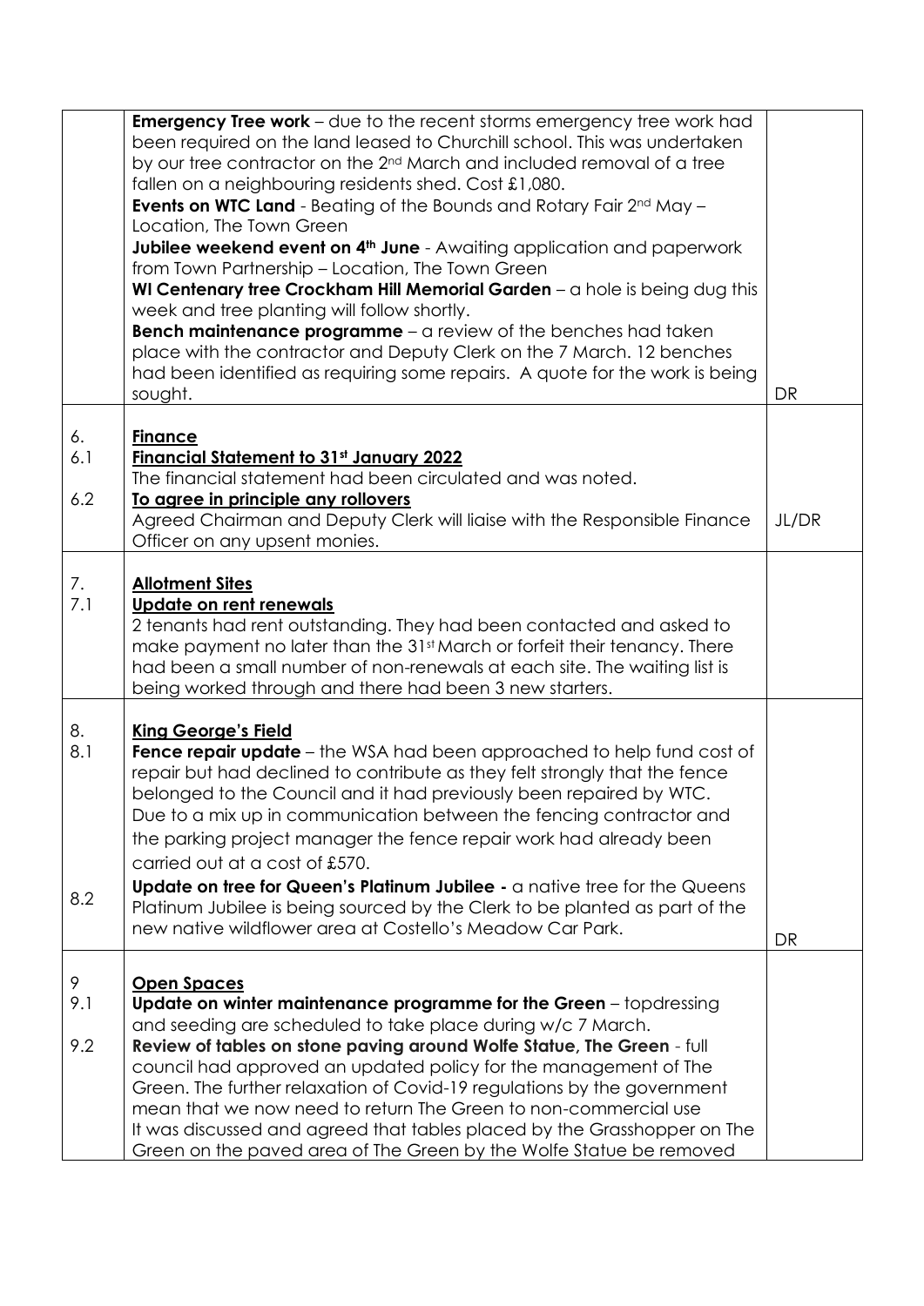| | | |
|---|---|---|
| | **Emergency Tree work** – due to the recent storms emergency tree work had been required on the land leased to Churchill school. This was undertaken by our tree contractor on the 2nd March and included removal of a tree fallen on a neighbouring residents shed. Cost £1,080.<br>**Events on WTC Land** - Beating of the Bounds and Rotary Fair 2nd May – Location, The Town Green<br>**Jubilee weekend event on 4th June** - Awaiting application and paperwork from Town Partnership – Location, The Town Green<br>**WI Centenary tree Crockham Hill Memorial Garden** – a hole is being dug this week and tree planting will follow shortly.<br>**Bench maintenance programme** – a review of the benches had taken place with the contractor and Deputy Clerk on the 7 March. 12 benches had been identified as requiring some repairs. A quote for the work is being sought. | DR |
| 6.<br>6.1<br><br>6.2 | **<u>Finance</u>**<br>**<u>Financial Statement to 31st January 2022</u>**<br>The financial statement had been circulated and was noted.<br>**<u>To agree in principle any rollovers</u>**<br>Agreed Chairman and Deputy Clerk will liaise with the Responsible Finance Officer on any upsent monies. | JL/DR |
| 7.<br>7.1 | **<u>Allotment Sites</u>**<br>**<u>Update on rent renewals</u>**<br>2 tenants had rent outstanding. They had been contacted and asked to make payment no later than the 31st March or forfeit their tenancy. There had been a small number of non-renewals at each site. The waiting list is being worked through and there had been 3 new starters. | |
| 8.<br>8.1<br><br><br><br><br><br>8.2 | **<u>King George's Field</u>**<br>**Fence repair update** – the WSA had been approached to help fund cost of repair but had declined to contribute as they felt strongly that the fence belonged to the Council and it had previously been repaired by WTC. Due to a mix up in communication between the fencing contractor and the parking project manager the fence repair work had already been carried out at a cost of £570.<br>**Update on tree for Queen's Platinum Jubilee -** a native tree for the Queens Platinum Jubilee is being sourced by the Clerk to be planted as part of the new native wildflower area at Costello's Meadow Car Park. | DR |
| 9<br>9.1<br><br>9.2 | **<u>Open Spaces</u>**<br>**Update on winter maintenance programme for the Green** – topdressing and seeding are scheduled to take place during w/c 7 March.<br>**Review of tables on stone paving around Wolfe Statue, The Green** - full council had approved an updated policy for the management of The Green. The further relaxation of Covid-19 regulations by the government mean that we now need to return The Green to non-commercial use<br>It was discussed and agreed that tables placed by the Grasshopper on The Green on the paved area of The Green by the Wolfe Statue be removed | |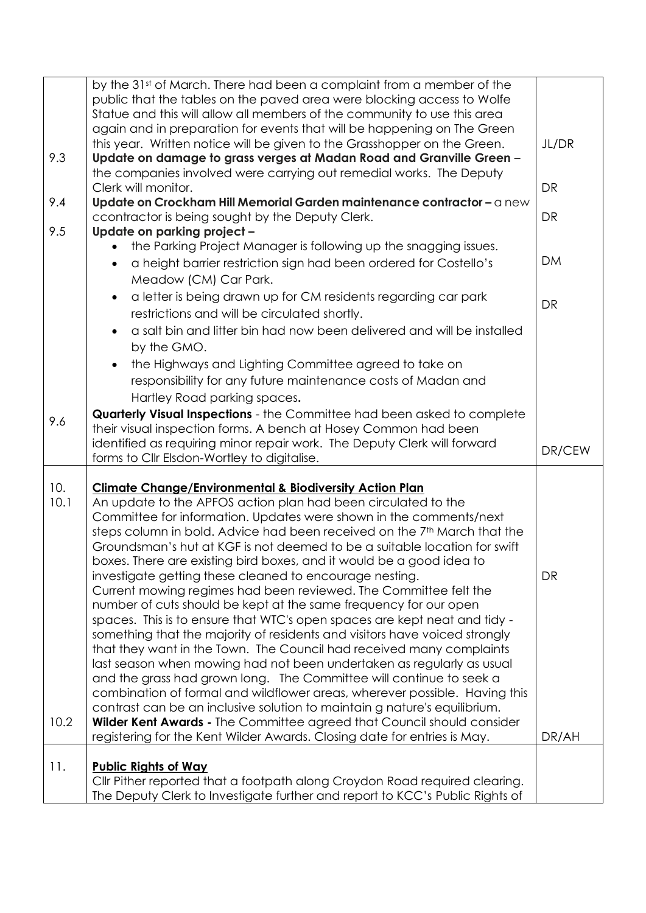| | | |
|---|---|---|
| 9.3 | by the 31st of March. There had been a complaint from a member of the public that the tables on the paved area were blocking access to Wolfe Statue and this will allow all members of the community to use this area again and in preparation for events that will be happening on The Green this year. Written notice will be given to the Grasshopper on the Green.<br>**Update on damage to grass verges at Madan Road and Granville Green** – the companies involved were carrying out remedial works. The Deputy Clerk will monitor. | JL/DR<br><br>DR |
| 9.4 | **Update on Crockham Hill Memorial Garden maintenance contractor –** a new ccontractor is being sought by the Deputy Clerk. | DR |
| 9.5 | **Update on parking project –**<br>• the Parking Project Manager is following up the snagging issues.<br>• a height barrier restriction sign had been ordered for Costello's Meadow (CM) Car Park.<br>• a letter is being drawn up for CM residents regarding car park restrictions and will be circulated shortly.<br>• a salt bin and litter bin had now been delivered and will be installed by the GMO.<br>• the Highways and Lighting Committee agreed to take on responsibility for any future maintenance costs of Madan and Hartley Road parking spaces**.** | <br>DM<br><br>DR |
| 9.6 | **Quarterly Visual Inspections** - the Committee had been asked to complete their visual inspection forms. A bench at Hosey Common had been identified as requiring minor repair work. The Deputy Clerk will forward forms to Cllr Elsdon-Wortley to digitalise. | DR/CEW |
| 10.<br>10.1 | **<u>Climate Change/Environmental & Biodiversity Action Plan</u>**<br>An update to the APFOS action plan had been circulated to the Committee for information. Updates were shown in the comments/next steps column in bold. Advice had been received on the 7th March that the Groundsman's hut at KGF is not deemed to be a suitable location for swift boxes. There are existing bird boxes, and it would be a good idea to investigate getting these cleaned to encourage nesting.<br>Current mowing regimes had been reviewed. The Committee felt the number of cuts should be kept at the same frequency for our open spaces. This is to ensure that WTC's open spaces are kept neat and tidy - something that the majority of residents and visitors have voiced strongly that they want in the Town. The Council had received many complaints last season when mowing had not been undertaken as regularly as usual and the grass had grown long. The Committee will continue to seek a combination of formal and wildflower areas, wherever possible. Having this contrast can be an inclusive solution to maintain g nature's equilibrium. | <br><br><br><br><br>DR |
| 10.2 | **Wilder Kent Awards -** The Committee agreed that Council should consider registering for the Kent Wilder Awards. Closing date for entries is May. | DR/AH |
| 11. | **<u>Public Rights of Way</u>**<br>Cllr Pither reported that a footpath along Croydon Road required clearing. The Deputy Clerk to Investigate further and report to KCC's Public Rights of | |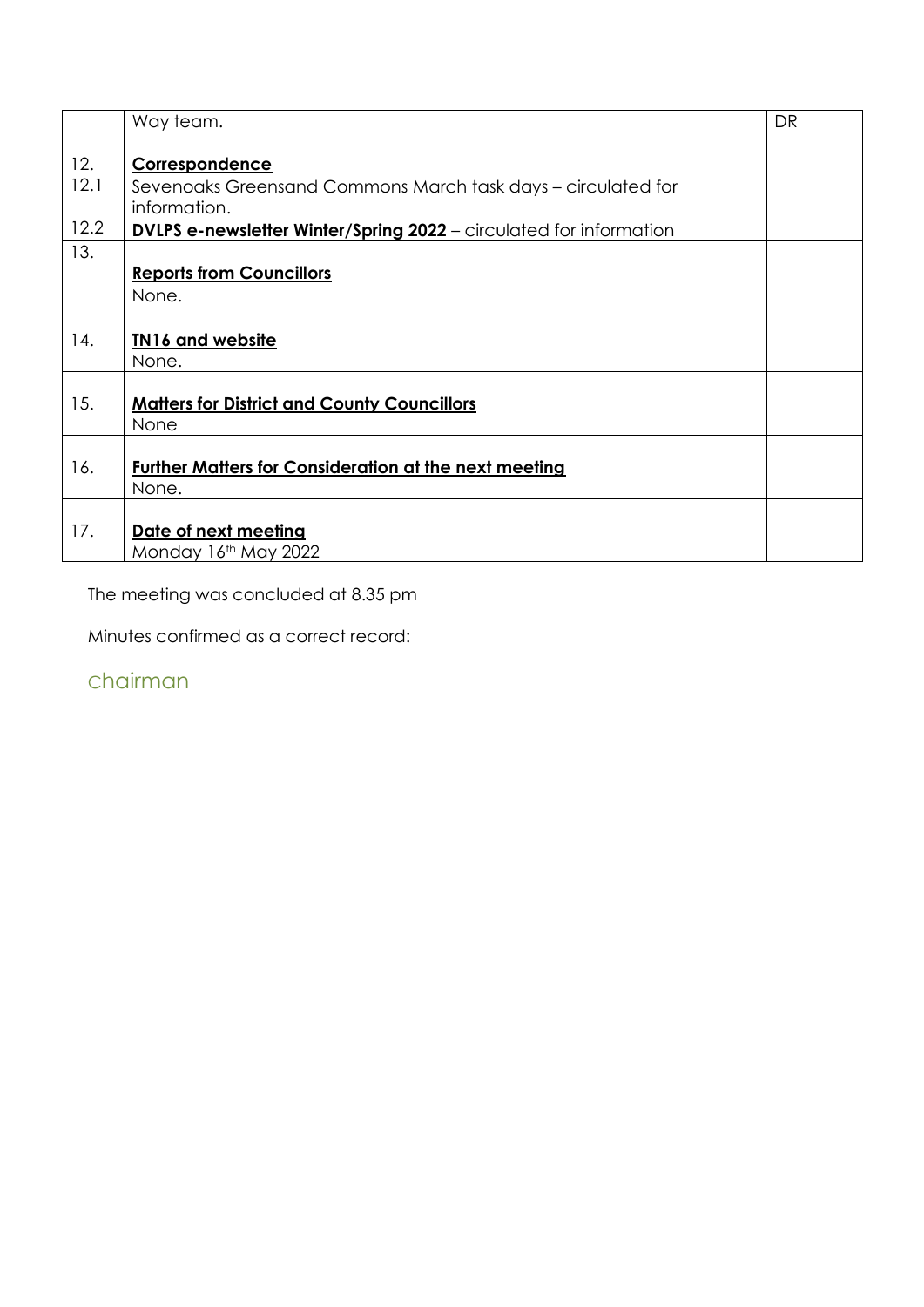| | | |
|---|---|---|
| | Way team. | DR |
| 12.<br>12.1<br><br>12.2 | **Correspondence**<br>Sevenoaks Greensand Commons March task days – circulated for information.<br>**DVLPS e-newsletter Winter/Spring 2022** – circulated for information | |
| 13. | **Reports from Councillors**<br>None. | |
| 14. | **TN16 and website**<br>None. | |
| 15. | **Matters for District and County Councillors**<br>None | |
| 16. | **Further Matters for Consideration at the next meeting**<br>None. | |
| 17. | **Date of next meeting**<br>Monday 16th May 2022 | |

The meeting was concluded at 8.35 pm

Minutes confirmed as a correct record:

Chairman